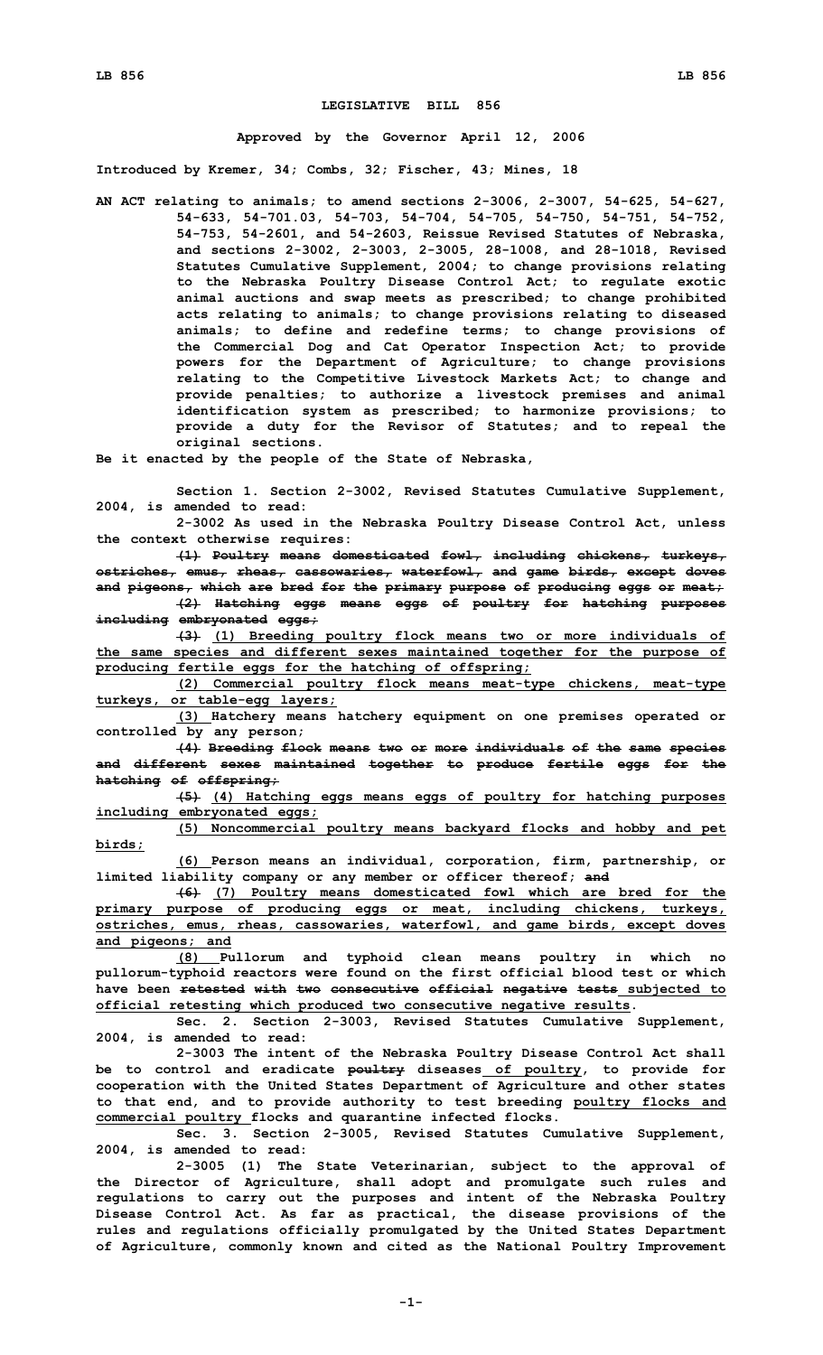# LEGISLATIVE BILL 856

**Approved by the Governor April 12, 2006**

**Introduced by Kremer, 34; Combs, 32; Fischer, 43; Mines, 18**

AN ACT relating to animals; to amend sections 2-3006, 2-3007, 54-625, 54-627, 54-633, 54-701.03, 54-703, 54-704, 54-705, 54-750, 54-751, 54-752, 54-753, 54-2601, and 54-2603, Reissue Revised Statutes of Nebraska, and sections 2-3002, 2-3003, 2-3005, 28-1008, and 28-1018, Revised Statutes Cumulative Supplement, 2004; to change provisions relating to the Nebraska Poultry Disease Control Act; to regulate exotic animal auctions and swap meets as prescribed; to change prohibited acts relating to animals; to change provisions relating to diseased animals; to define and redefine terms; to change provisions of the Commercial Dog and Cat Operator Inspection Act; to provide powers for the Department of Agriculture; to change provisions relating to the Competitive Livestock Markets Act; to change and provide penalties; to authorize a livestock premises and animal identification system as prescribed; to harmonize provisions; to provide a duty for the Revisor of Statutes; and to repeal the original sections.

Be it enacted by the people of the State of Nebraska,

Section 1. Section 2-3002, Revised Statutes Cumulative Supplement, 2004, is amended to read:

2-3002 As used in the Nebraska Poultry Disease Control Act, unless the context otherwise requires:

~~(1) Poultry means domesticated fowl, including chickens, turkeys, ostriches, emus, rheas, cassowaries, waterfowl, and game birds, except doves and pigeons, which are bred for the primary purpose of producing eggs or meat;~~

~~(2) Hatching eggs means eggs of poultry for hatching purposes including embryonated eggs;~~

~~(3)~~ (1) Breeding poultry flock means two or more individuals of the same species and different sexes maintained together for the purpose of producing fertile eggs for the hatching of offspring;

(2) Commercial poultry flock means meat-type chickens, meat-type turkeys, or table-egg layers;

(3) Hatchery means hatchery equipment on one premises operated or controlled by any person;

~~(4) Breeding flock means two or more individuals of the same species and different sexes maintained together to produce fertile eggs for the hatching of offspring;~~

~~(5)~~ (4) Hatching eggs means eggs of poultry for hatching purposes including embryonated eggs;

(5) Noncommercial poultry means backyard flocks and hobby and pet birds;

(6) Person means an individual, corporation, firm, partnership, or limited liability company or any member or officer thereof; ~~and~~

~~(6)~~ (7) Poultry means domesticated fowl which are bred for the primary purpose of producing eggs or meat, including chickens, turkeys, ostriches, emus, rheas, cassowaries, waterfowl, and game birds, except doves and pigeons; and

(8) Pullorum and typhoid clean means poultry in which no pullorum-typhoid reactors were found on the first official blood test or which have been ~~retested with two consecutive official negative tests~~ subjected to official retesting which produced two consecutive negative results.

Sec. 2. Section 2-3003, Revised Statutes Cumulative Supplement, 2004, is amended to read:

2-3003 The intent of the Nebraska Poultry Disease Control Act shall be to control and eradicate ~~poultry~~ diseases of poultry, to provide for cooperation with the United States Department of Agriculture and other states to that end, and to provide authority to test breeding poultry flocks and commercial poultry flocks and quarantine infected flocks.

Sec. 3. Section 2-3005, Revised Statutes Cumulative Supplement, 2004, is amended to read:

2-3005 (1) The State Veterinarian, subject to the approval of the Director of Agriculture, shall adopt and promulgate such rules and regulations to carry out the purposes and intent of the Nebraska Poultry Disease Control Act. As far as practical, the disease provisions of the rules and regulations officially promulgated by the United States Department of Agriculture, commonly known and cited as the National Poultry Improvement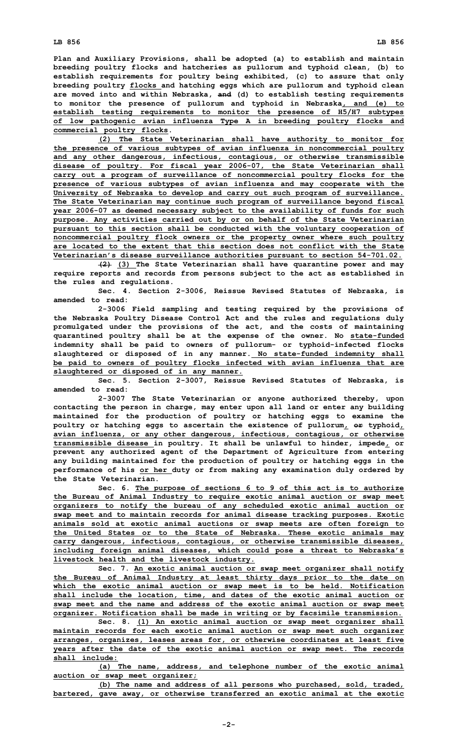Plan and Auxiliary Provisions, shall be adopted (a) to establish and maintain breeding poultry flocks and hatcheries as pullorum and typhoid clean, (b) to establish requirements for poultry being exhibited, (c) to assure that only breeding poultry flocks and hatching eggs which are pullorum and typhoid clean are moved into and within Nebraska, ~~and~~ (d) to establish testing requirements to monitor the presence of pullorum and typhoid in Nebraska, and (e) to establish testing requirements to monitor the presence of H5/H7 subtypes of low pathogenic avian influenza Type A in breeding poultry flocks and commercial poultry flocks.

(2) The State Veterinarian shall have authority to monitor for the presence of various subtypes of avian influenza in noncommercial poultry and any other dangerous, infectious, contagious, or otherwise transmissible disease of poultry. For fiscal year 2006-07, the State Veterinarian shall carry out a program of surveillance of noncommercial poultry flocks for the presence of various subtypes of avian influenza and may cooperate with the University of Nebraska to develop and carry out such program of surveillance. The State Veterinarian may continue such program of surveillance beyond fiscal year 2006-07 as deemed necessary subject to the availability of funds for such purpose. Any activities carried out by or on behalf of the State Veterinarian pursuant to this section shall be conducted with the voluntary cooperation of noncommercial poultry flock owners or the property owner where such poultry are located to the extent that this section does not conflict with the State Veterinarian's disease surveillance authorities pursuant to section 54-701.02.

~~(2)~~ (3) The State Veterinarian shall have quarantine power and may require reports and records from persons subject to the act as established in the rules and regulations.

Sec. 4. Section 2-3006, Reissue Revised Statutes of Nebraska, is amended to read:

2-3006 Field sampling and testing required by the provisions of the Nebraska Poultry Disease Control Act and the rules and regulations duly promulgated under the provisions of the act, and the costs of maintaining quarantined poultry shall be at the expense of the owner. No state-funded indemnity shall be paid to owners of pullorum- or typhoid-infected flocks slaughtered or disposed of in any manner. No state-funded indemnity shall be paid to owners of poultry flocks infected with avian influenza that are slaughtered or disposed of in any manner.

Sec. 5. Section 2-3007, Reissue Revised Statutes of Nebraska, is amended to read:

2-3007 The State Veterinarian or anyone authorized thereby, upon contacting the person in charge, may enter upon all land or enter any building maintained for the production of poultry or hatching eggs to examine the poultry or hatching eggs to ascertain the existence of pullorum, ~~or~~ typhoid, avian influenza, or any other dangerous, infectious, contagious, or otherwise transmissible disease in poultry. It shall be unlawful to hinder, impede, or prevent any authorized agent of the Department of Agriculture from entering any building maintained for the production of poultry or hatching eggs in the performance of his or her duty or from making any examination duly ordered by the State Veterinarian.

Sec. 6. The purpose of sections 6 to 9 of this act is to authorize the Bureau of Animal Industry to require exotic animal auction or swap meet organizers to notify the bureau of any scheduled exotic animal auction or swap meet and to maintain records for animal disease tracking purposes. Exotic animals sold at exotic animal auctions or swap meets are often foreign to the United States or to the State of Nebraska. These exotic animals may carry dangerous, infectious, contagious, or otherwise transmissible diseases, including foreign animal diseases, which could pose a threat to Nebraska's livestock health and the livestock industry.

Sec. 7. An exotic animal auction or swap meet organizer shall notify the Bureau of Animal Industry at least thirty days prior to the date on which the exotic animal auction or swap meet is to be held. Notification shall include the location, time, and dates of the exotic animal auction or swap meet and the name and address of the exotic animal auction or swap meet organizer. Notification shall be made in writing or by facsimile transmission.

Sec. 8. (1) An exotic animal auction or swap meet organizer shall maintain records for each exotic animal auction or swap meet such organizer arranges, organizes, leases areas for, or otherwise coordinates at least five years after the date of the exotic animal auction or swap meet. The records shall include:

(a) The name, address, and telephone number of the exotic animal auction or swap meet organizer;

(b) The name and address of all persons who purchased, sold, traded, bartered, gave away, or otherwise transferred an exotic animal at the exotic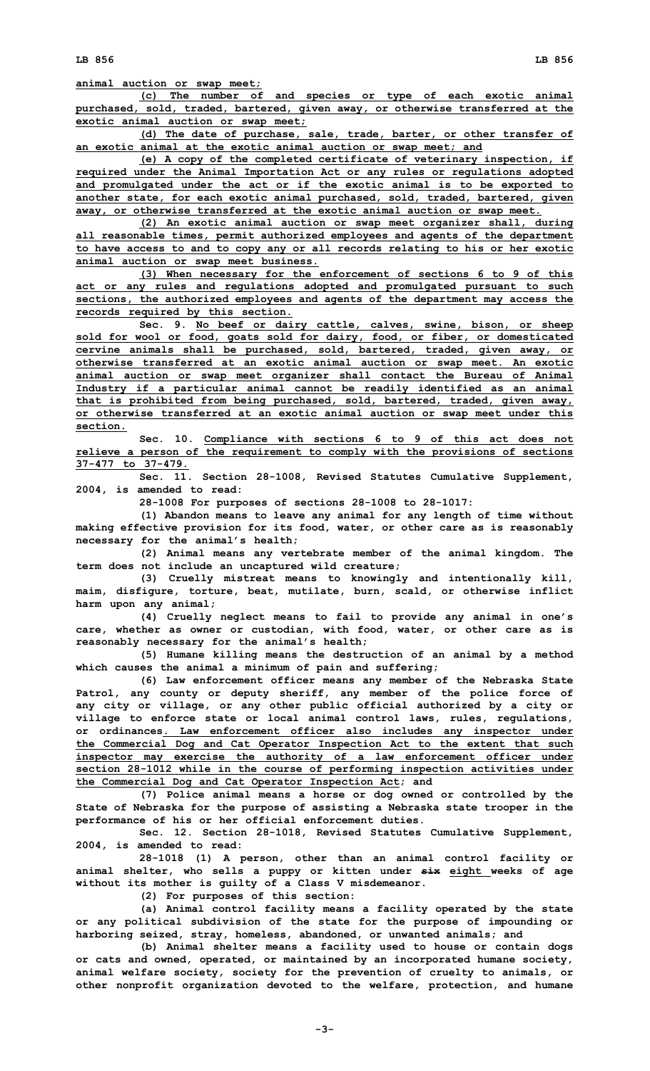animal auction or swap meet;

(c) The number of and species or type of each exotic animal purchased, sold, traded, bartered, given away, or otherwise transferred at the exotic animal auction or swap meet;

(d) The date of purchase, sale, trade, barter, or other transfer of an exotic animal at the exotic animal auction or swap meet; and

(e) A copy of the completed certificate of veterinary inspection, if required under the Animal Importation Act or any rules or regulations adopted and promulgated under the act or if the exotic animal is to be exported to another state, for each exotic animal purchased, sold, traded, bartered, given away, or otherwise transferred at the exotic animal auction or swap meet.

(2) An exotic animal auction or swap meet organizer shall, during all reasonable times, permit authorized employees and agents of the department to have access to and to copy any or all records relating to his or her exotic animal auction or swap meet business.

(3) When necessary for the enforcement of sections 6 to 9 of this act or any rules and regulations adopted and promulgated pursuant to such sections, the authorized employees and agents of the department may access the records required by this section.

Sec. 9. No beef or dairy cattle, calves, swine, bison, or sheep sold for wool or food, goats sold for dairy, food, or fiber, or domesticated cervine animals shall be purchased, sold, bartered, traded, given away, or otherwise transferred at an exotic animal auction or swap meet. An exotic animal auction or swap meet organizer shall contact the Bureau of Animal Industry if a particular animal cannot be readily identified as an animal that is prohibited from being purchased, sold, bartered, traded, given away, or otherwise transferred at an exotic animal auction or swap meet under this section.

Sec. 10. Compliance with sections 6 to 9 of this act does not relieve a person of the requirement to comply with the provisions of sections 37-477 to 37-479.

Sec. 11. Section 28-1008, Revised Statutes Cumulative Supplement, 2004, is amended to read:

28-1008 For purposes of sections 28-1008 to 28-1017:

(1) Abandon means to leave any animal for any length of time without making effective provision for its food, water, or other care as is reasonably necessary for the animal's health;

(2) Animal means any vertebrate member of the animal kingdom. The term does not include an uncaptured wild creature;

(3) Cruelly mistreat means to knowingly and intentionally kill, maim, disfigure, torture, beat, mutilate, burn, scald, or otherwise inflict harm upon any animal;

(4) Cruelly neglect means to fail to provide any animal in one's care, whether as owner or custodian, with food, water, or other care as is reasonably necessary for the animal's health;

(5) Humane killing means the destruction of an animal by a method which causes the animal a minimum of pain and suffering;

(6) Law enforcement officer means any member of the Nebraska State Patrol, any county or deputy sheriff, any member of the police force of any city or village, or any other public official authorized by a city or village to enforce state or local animal control laws, rules, regulations, or ordinances. Law enforcement officer also includes any inspector under the Commercial Dog and Cat Operator Inspection Act to the extent that such inspector may exercise the authority of a law enforcement officer under section 28-1012 while in the course of performing inspection activities under the Commercial Dog and Cat Operator Inspection Act; and

(7) Police animal means a horse or dog owned or controlled by the State of Nebraska for the purpose of assisting a Nebraska state trooper in the performance of his or her official enforcement duties.

Sec. 12. Section 28-1018, Revised Statutes Cumulative Supplement, 2004, is amended to read:

28-1018 (1) A person, other than an animal control facility or animal shelter, who sells a puppy or kitten under ~~six~~ eight weeks of age without its mother is guilty of a Class V misdemeanor.

(2) For purposes of this section:

(a) Animal control facility means a facility operated by the state or any political subdivision of the state for the purpose of impounding or harboring seized, stray, homeless, abandoned, or unwanted animals; and

(b) Animal shelter means a facility used to house or contain dogs or cats and owned, operated, or maintained by an incorporated humane society, animal welfare society, society for the prevention of cruelty to animals, or other nonprofit organization devoted to the welfare, protection, and humane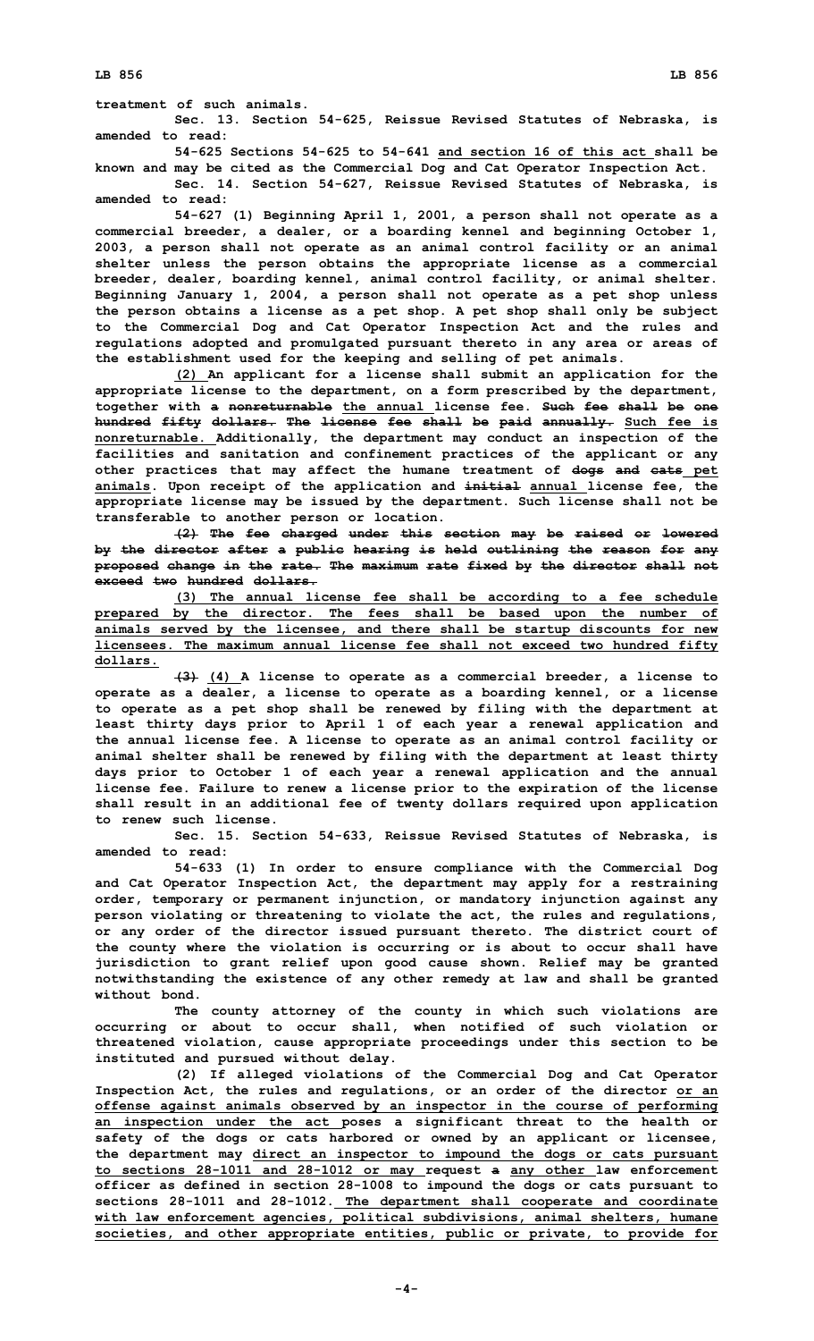treatment of such animals.

Sec. 13. Section 54-625, Reissue Revised Statutes of Nebraska, is amended to read:

54-625 Sections 54-625 to 54-641 and section 16 of this act shall be known and may be cited as the Commercial Dog and Cat Operator Inspection Act.

Sec. 14. Section 54-627, Reissue Revised Statutes of Nebraska, is amended to read:

54-627 (1) Beginning April 1, 2001, a person shall not operate as a commercial breeder, a dealer, or a boarding kennel and beginning October 1, 2003, a person shall not operate as an animal control facility or an animal shelter unless the person obtains the appropriate license as a commercial breeder, dealer, boarding kennel, animal control facility, or animal shelter. Beginning January 1, 2004, a person shall not operate as a pet shop unless the person obtains a license as a pet shop. A pet shop shall only be subject to the Commercial Dog and Cat Operator Inspection Act and the rules and regulations adopted and promulgated pursuant thereto in any area or areas of the establishment used for the keeping and selling of pet animals.

(2) An applicant for a license shall submit an application for the appropriate license to the department, on a form prescribed by the department, together with ~~a nonreturnable~~ the annual license fee. ~~Such fee shall be one hundred fifty dollars. The license fee shall be paid annually.~~ Such fee is nonreturnable. Additionally, the department may conduct an inspection of the facilities and sanitation and confinement practices of the applicant or any other practices that may affect the humane treatment of ~~dogs and cats~~ pet animals. Upon receipt of the application and ~~initial~~ annual license fee, the appropriate license may be issued by the department. Such license shall not be transferable to another person or location.

~~(2) The fee charged under this section may be raised or lowered by the director after a public hearing is held outlining the reason for any proposed change in the rate. The maximum rate fixed by the director shall not exceed two hundred dollars.~~

(3) The annual license fee shall be according to a fee schedule prepared by the director. The fees shall be based upon the number of animals served by the licensee, and there shall be startup discounts for new licensees. The maximum annual license fee shall not exceed two hundred fifty dollars.

~~(3)~~ (4) A license to operate as a commercial breeder, a license to operate as a dealer, a license to operate as a boarding kennel, or a license to operate as a pet shop shall be renewed by filing with the department at least thirty days prior to April 1 of each year a renewal application and the annual license fee. A license to operate as an animal control facility or animal shelter shall be renewed by filing with the department at least thirty days prior to October 1 of each year a renewal application and the annual license fee. Failure to renew a license prior to the expiration of the license shall result in an additional fee of twenty dollars required upon application to renew such license.

Sec. 15. Section 54-633, Reissue Revised Statutes of Nebraska, is amended to read:

54-633 (1) In order to ensure compliance with the Commercial Dog and Cat Operator Inspection Act, the department may apply for a restraining order, temporary or permanent injunction, or mandatory injunction against any person violating or threatening to violate the act, the rules and regulations, or any order of the director issued pursuant thereto. The district court of the county where the violation is occurring or is about to occur shall have jurisdiction to grant relief upon good cause shown. Relief may be granted notwithstanding the existence of any other remedy at law and shall be granted without bond.

The county attorney of the county in which such violations are occurring or about to occur shall, when notified of such violation or threatened violation, cause appropriate proceedings under this section to be instituted and pursued without delay.

(2) If alleged violations of the Commercial Dog and Cat Operator Inspection Act, the rules and regulations, or an order of the director or an offense against animals observed by an inspector in the course of performing an inspection under the act poses a significant threat to the health or safety of the dogs or cats harbored or owned by an applicant or licensee, the department may direct an inspector to impound the dogs or cats pursuant to sections 28-1011 and 28-1012 or may request ~~a~~ any other law enforcement officer as defined in section 28-1008 to impound the dogs or cats pursuant to sections 28-1011 and 28-1012. The department shall cooperate and coordinate with law enforcement agencies, political subdivisions, animal shelters, humane societies, and other appropriate entities, public or private, to provide for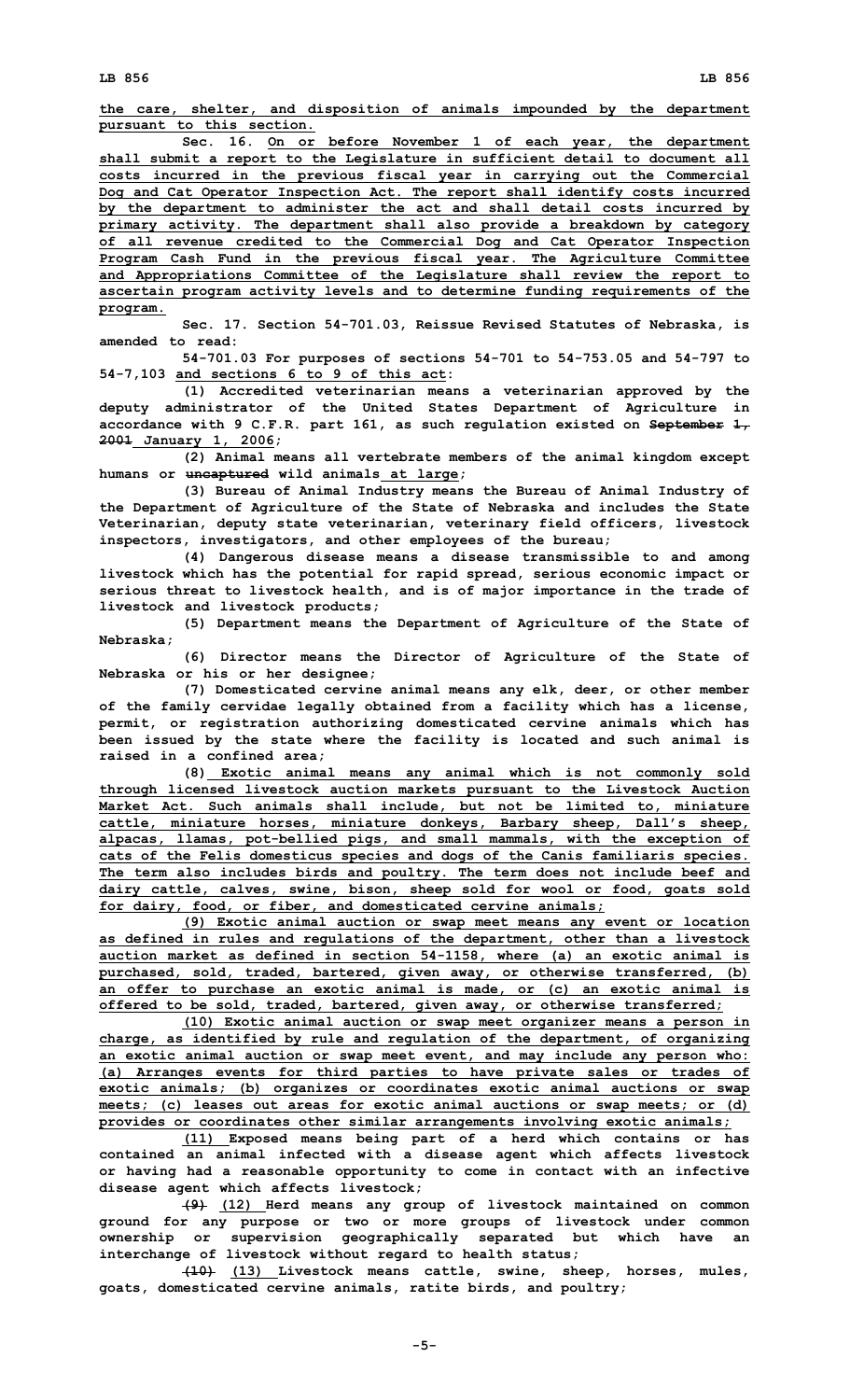the care, shelter, and disposition of animals impounded by the department pursuant to this section.

Sec. 16. On or before November 1 of each year, the department shall submit a report to the Legislature in sufficient detail to document all costs incurred in the previous fiscal year in carrying out the Commercial Dog and Cat Operator Inspection Act. The report shall identify costs incurred by the department to administer the act and shall detail costs incurred by primary activity. The department shall also provide a breakdown by category of all revenue credited to the Commercial Dog and Cat Operator Inspection Program Cash Fund in the previous fiscal year. The Agriculture Committee and Appropriations Committee of the Legislature shall review the report to ascertain program activity levels and to determine funding requirements of the program.

Sec. 17. Section 54-701.03, Reissue Revised Statutes of Nebraska, is amended to read:

54-701.03 For purposes of sections 54-701 to 54-753.05 and 54-797 to 54-7,103 and sections 6 to 9 of this act:

(1) Accredited veterinarian means a veterinarian approved by the deputy administrator of the United States Department of Agriculture in accordance with 9 C.F.R. part 161, as such regulation existed on ~~September 1, 2001~~ January 1, 2006;

(2) Animal means all vertebrate members of the animal kingdom except humans or ~~uncaptured~~ wild animals at large;

(3) Bureau of Animal Industry means the Bureau of Animal Industry of the Department of Agriculture of the State of Nebraska and includes the State Veterinarian, deputy state veterinarian, veterinary field officers, livestock inspectors, investigators, and other employees of the bureau;

(4) Dangerous disease means a disease transmissible to and among livestock which has the potential for rapid spread, serious economic impact or serious threat to livestock health, and is of major importance in the trade of livestock and livestock products;

(5) Department means the Department of Agriculture of the State of Nebraska;

(6) Director means the Director of Agriculture of the State of Nebraska or his or her designee;

(7) Domesticated cervine animal means any elk, deer, or other member of the family cervidae legally obtained from a facility which has a license, permit, or registration authorizing domesticated cervine animals which has been issued by the state where the facility is located and such animal is raised in a confined area;

(8) Exotic animal means any animal which is not commonly sold through licensed livestock auction markets pursuant to the Livestock Auction Market Act. Such animals shall include, but not be limited to, miniature cattle, miniature horses, miniature donkeys, Barbary sheep, Dall's sheep, alpacas, llamas, pot-bellied pigs, and small mammals, with the exception of cats of the Felis domesticus species and dogs of the Canis familiaris species. The term also includes birds and poultry. The term does not include beef and dairy cattle, calves, swine, bison, sheep sold for wool or food, goats sold for dairy, food, or fiber, and domesticated cervine animals;

(9) Exotic animal auction or swap meet means any event or location as defined in rules and regulations of the department, other than a livestock auction market as defined in section 54-1158, where (a) an exotic animal is purchased, sold, traded, bartered, given away, or otherwise transferred, (b) an offer to purchase an exotic animal is made, or (c) an exotic animal is offered to be sold, traded, bartered, given away, or otherwise transferred;

(10) Exotic animal auction or swap meet organizer means a person in charge, as identified by rule and regulation of the department, of organizing an exotic animal auction or swap meet event, and may include any person who: (a) Arranges events for third parties to have private sales or trades of exotic animals; (b) organizes or coordinates exotic animal auctions or swap meets; (c) leases out areas for exotic animal auctions or swap meets; or (d) provides or coordinates other similar arrangements involving exotic animals;

(11) Exposed means being part of a herd which contains or has contained an animal infected with a disease agent which affects livestock or having had a reasonable opportunity to come in contact with an infective disease agent which affects livestock;

~~(9)~~ (12) Herd means any group of livestock maintained on common ground for any purpose or two or more groups of livestock under common ownership or supervision geographically separated but which have an interchange of livestock without regard to health status;

~~(10)~~ (13) Livestock means cattle, swine, sheep, horses, mules, goats, domesticated cervine animals, ratite birds, and poultry;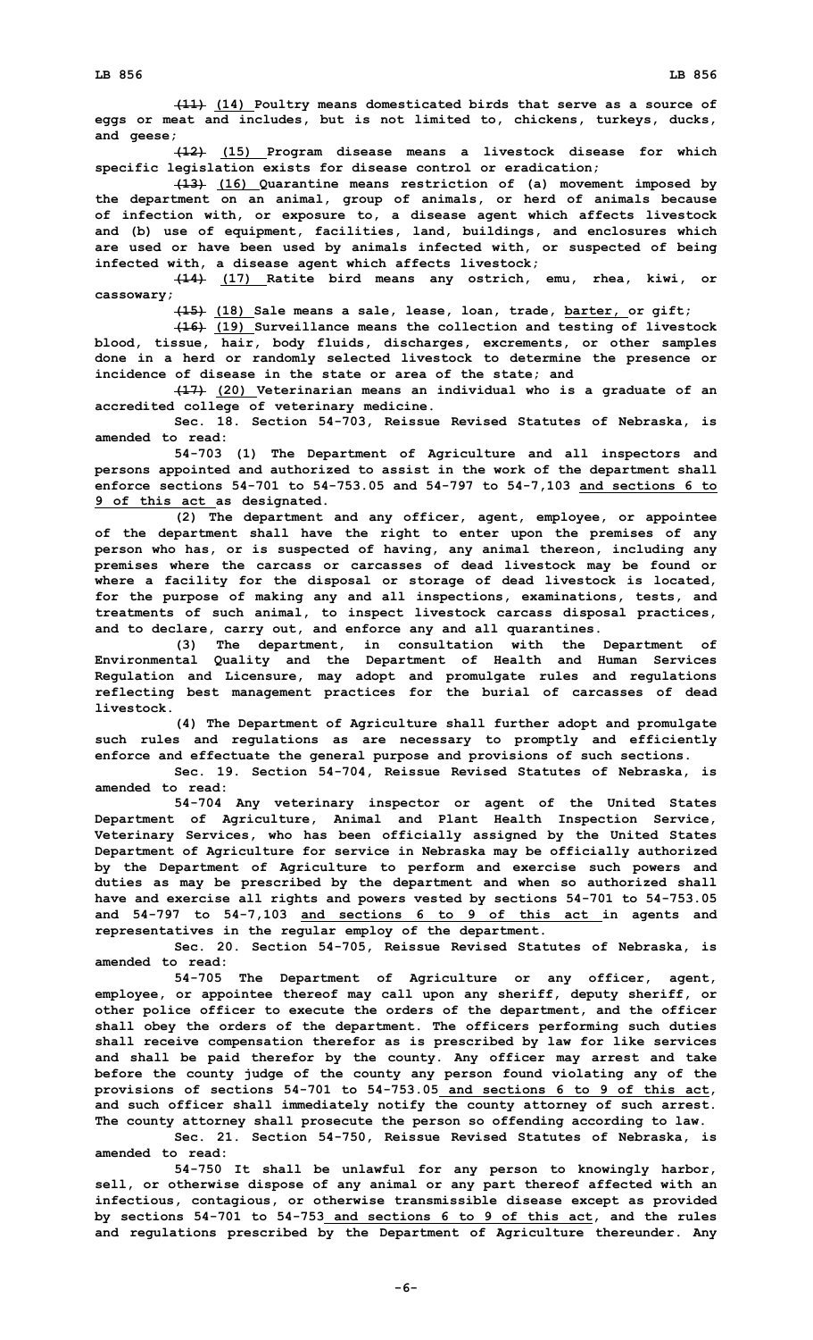~~(11)~~ (14) Poultry means domesticated birds that serve as a source of eggs or meat and includes, but is not limited to, chickens, turkeys, ducks, and geese;

~~(12)~~ (15) Program disease means a livestock disease for which specific legislation exists for disease control or eradication;

~~(13)~~ (16) Quarantine means restriction of (a) movement imposed by the department on an animal, group of animals, or herd of animals because of infection with, or exposure to, a disease agent which affects livestock and (b) use of equipment, facilities, land, buildings, and enclosures which are used or have been used by animals infected with, or suspected of being infected with, a disease agent which affects livestock;

~~(14)~~ (17) Ratite bird means any ostrich, emu, rhea, kiwi, or cassowary;

~~(15)~~ (18) Sale means a sale, lease, loan, trade, barter, or gift;

~~(16)~~ (19) Surveillance means the collection and testing of livestock blood, tissue, hair, body fluids, discharges, excrements, or other samples done in a herd or randomly selected livestock to determine the presence or incidence of disease in the state or area of the state; and

~~(17)~~ (20) Veterinarian means an individual who is a graduate of an accredited college of veterinary medicine.

Sec. 18. Section 54-703, Reissue Revised Statutes of Nebraska, is amended to read:

54-703 (1) The Department of Agriculture and all inspectors and persons appointed and authorized to assist in the work of the department shall enforce sections 54-701 to 54-753.05 and 54-797 to 54-7,103 and sections 6 to 9 of this act as designated.

(2) The department and any officer, agent, employee, or appointee of the department shall have the right to enter upon the premises of any person who has, or is suspected of having, any animal thereon, including any premises where the carcass or carcasses of dead livestock may be found or where a facility for the disposal or storage of dead livestock is located, for the purpose of making any and all inspections, examinations, tests, and treatments of such animal, to inspect livestock carcass disposal practices, and to declare, carry out, and enforce any and all quarantines.

(3) The department, in consultation with the Department of Environmental Quality and the Department of Health and Human Services Regulation and Licensure, may adopt and promulgate rules and regulations reflecting best management practices for the burial of carcasses of dead livestock.

(4) The Department of Agriculture shall further adopt and promulgate such rules and regulations as are necessary to promptly and efficiently enforce and effectuate the general purpose and provisions of such sections.

Sec. 19. Section 54-704, Reissue Revised Statutes of Nebraska, is amended to read:

54-704 Any veterinary inspector or agent of the United States Department of Agriculture, Animal and Plant Health Inspection Service, Veterinary Services, who has been officially assigned by the United States Department of Agriculture for service in Nebraska may be officially authorized by the Department of Agriculture to perform and exercise such powers and duties as may be prescribed by the department and when so authorized shall have and exercise all rights and powers vested by sections 54-701 to 54-753.05 and 54-797 to 54-7,103 and sections 6 to 9 of this act in agents and representatives in the regular employ of the department.

Sec. 20. Section 54-705, Reissue Revised Statutes of Nebraska, is amended to read:

54-705 The Department of Agriculture or any officer, agent, employee, or appointee thereof may call upon any sheriff, deputy sheriff, or other police officer to execute the orders of the department, and the officer shall obey the orders of the department. The officers performing such duties shall receive compensation therefor as is prescribed by law for like services and shall be paid therefor by the county. Any officer may arrest and take before the county judge of the county any person found violating any of the provisions of sections 54-701 to 54-753.05 and sections 6 to 9 of this act, and such officer shall immediately notify the county attorney of such arrest. The county attorney shall prosecute the person so offending according to law.

Sec. 21. Section 54-750, Reissue Revised Statutes of Nebraska, is amended to read:

54-750 It shall be unlawful for any person to knowingly harbor, sell, or otherwise dispose of any animal or any part thereof affected with an infectious, contagious, or otherwise transmissible disease except as provided by sections 54-701 to 54-753 and sections 6 to 9 of this act, and the rules and regulations prescribed by the Department of Agriculture thereunder. Any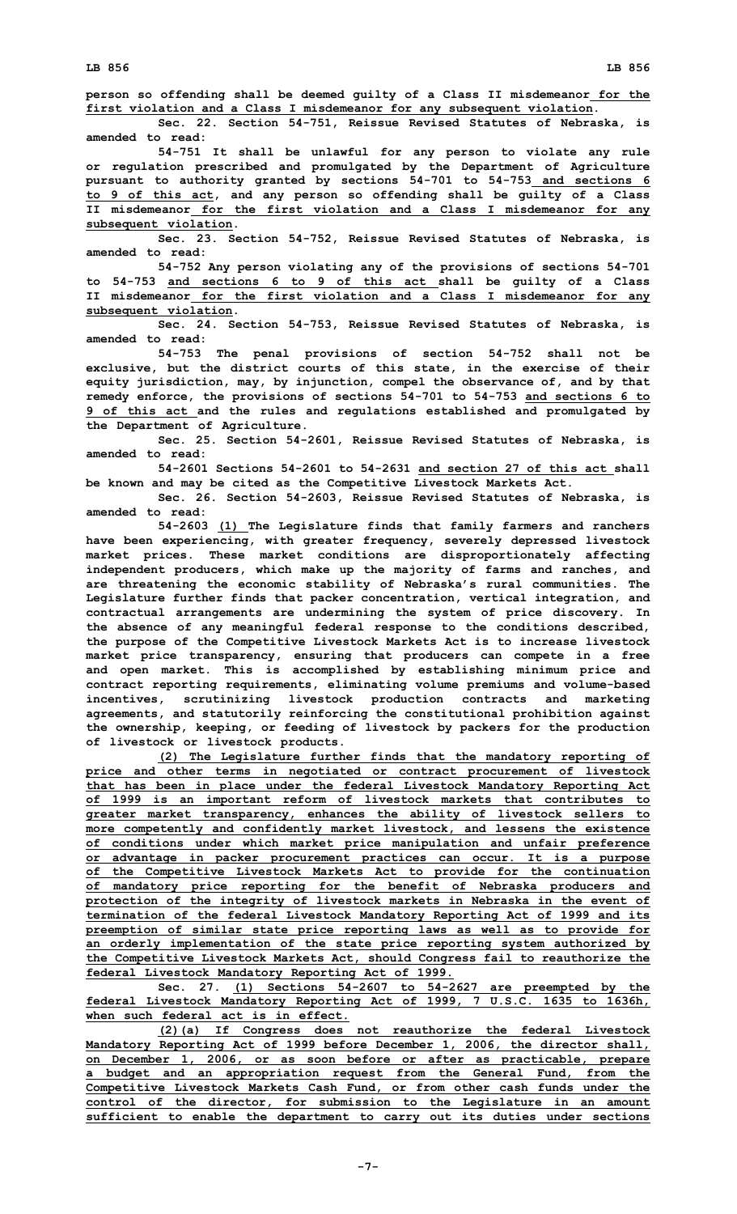person so offending shall be deemed guilty of a Class II misdemeanor for the first violation and a Class I misdemeanor for any subsequent violation.

Sec. 22. Section 54-751, Reissue Revised Statutes of Nebraska, is amended to read:

54-751 It shall be unlawful for any person to violate any rule or regulation prescribed and promulgated by the Department of Agriculture pursuant to authority granted by sections 54-701 to 54-753 and sections 6 to 9 of this act, and any person so offending shall be guilty of a Class II misdemeanor for the first violation and a Class I misdemeanor for any subsequent violation.

Sec. 23. Section 54-752, Reissue Revised Statutes of Nebraska, is amended to read:

54-752 Any person violating any of the provisions of sections 54-701 to 54-753 and sections 6 to 9 of this act shall be guilty of a Class II misdemeanor for the first violation and a Class I misdemeanor for any subsequent violation.

Sec. 24. Section 54-753, Reissue Revised Statutes of Nebraska, is amended to read:

54-753 The penal provisions of section 54-752 shall not be exclusive, but the district courts of this state, in the exercise of their equity jurisdiction, may, by injunction, compel the observance of, and by that remedy enforce, the provisions of sections 54-701 to 54-753 and sections 6 to 9 of this act and the rules and regulations established and promulgated by the Department of Agriculture.

Sec. 25. Section 54-2601, Reissue Revised Statutes of Nebraska, is amended to read:

54-2601 Sections 54-2601 to 54-2631 and section 27 of this act shall be known and may be cited as the Competitive Livestock Markets Act.

Sec. 26. Section 54-2603, Reissue Revised Statutes of Nebraska, is amended to read:

54-2603 (1) The Legislature finds that family farmers and ranchers have been experiencing, with greater frequency, severely depressed livestock market prices. These market conditions are disproportionately affecting independent producers, which make up the majority of farms and ranches, and are threatening the economic stability of Nebraska's rural communities. The Legislature further finds that packer concentration, vertical integration, and contractual arrangements are undermining the system of price discovery. In the absence of any meaningful federal response to the conditions described, the purpose of the Competitive Livestock Markets Act is to increase livestock market price transparency, ensuring that producers can compete in a free and open market. This is accomplished by establishing minimum price and contract reporting requirements, eliminating volume premiums and volume-based incentives, scrutinizing livestock production contracts and marketing agreements, and statutorily reinforcing the constitutional prohibition against the ownership, keeping, or feeding of livestock by packers for the production of livestock or livestock products.

(2) The Legislature further finds that the mandatory reporting of price and other terms in negotiated or contract procurement of livestock that has been in place under the federal Livestock Mandatory Reporting Act of 1999 is an important reform of livestock markets that contributes to greater market transparency, enhances the ability of livestock sellers to more competently and confidently market livestock, and lessens the existence of conditions under which market price manipulation and unfair preference or advantage in packer procurement practices can occur. It is a purpose of the Competitive Livestock Markets Act to provide for the continuation of mandatory price reporting for the benefit of Nebraska producers and protection of the integrity of livestock markets in Nebraska in the event of termination of the federal Livestock Mandatory Reporting Act of 1999 and its preemption of similar state price reporting laws as well as to provide for an orderly implementation of the state price reporting system authorized by the Competitive Livestock Markets Act, should Congress fail to reauthorize the federal Livestock Mandatory Reporting Act of 1999.

Sec. 27. (1) Sections 54-2607 to 54-2627 are preempted by the federal Livestock Mandatory Reporting Act of 1999, 7 U.S.C. 1635 to 1636h, when such federal act is in effect.

(2)(a) If Congress does not reauthorize the federal Livestock Mandatory Reporting Act of 1999 before December 1, 2006, the director shall, on December 1, 2006, or as soon before or after as practicable, prepare a budget and an appropriation request from the General Fund, from the Competitive Livestock Markets Cash Fund, or from other cash funds under the control of the director, for submission to the Legislature in an amount sufficient to enable the department to carry out its duties under sections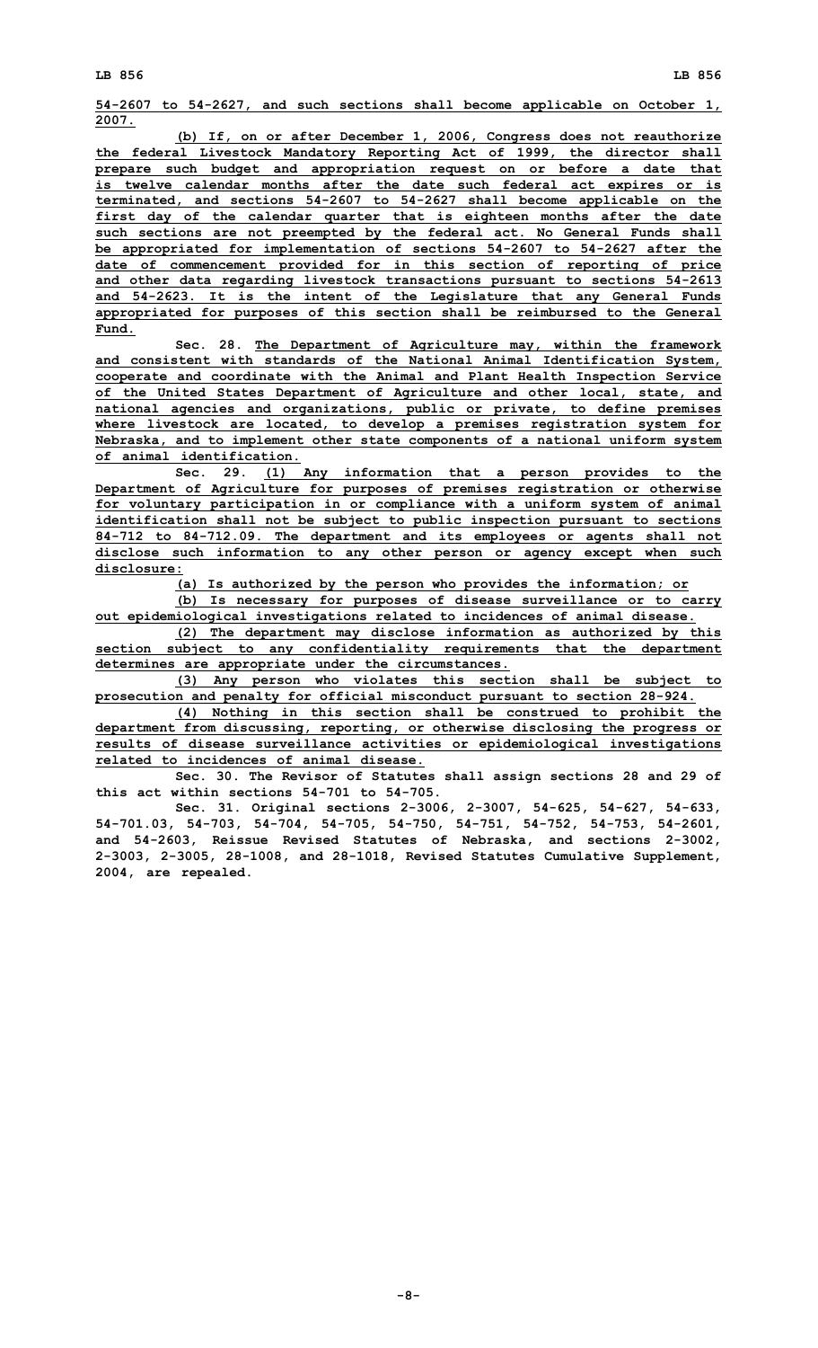54-2607 to 54-2627, and such sections shall become applicable on October 1, 2007.

(b) If, on or after December 1, 2006, Congress does not reauthorize the federal Livestock Mandatory Reporting Act of 1999, the director shall prepare such budget and appropriation request on or before a date that is twelve calendar months after the date such federal act expires or is terminated, and sections 54-2607 to 54-2627 shall become applicable on the first day of the calendar quarter that is eighteen months after the date such sections are not preempted by the federal act. No General Funds shall be appropriated for implementation of sections 54-2607 to 54-2627 after the date of commencement provided for in this section of reporting of price and other data regarding livestock transactions pursuant to sections 54-2613 and 54-2623. It is the intent of the Legislature that any General Funds appropriated for purposes of this section shall be reimbursed to the General Fund.

Sec. 28. The Department of Agriculture may, within the framework and consistent with standards of the National Animal Identification System, cooperate and coordinate with the Animal and Plant Health Inspection Service of the United States Department of Agriculture and other local, state, and national agencies and organizations, public or private, to define premises where livestock are located, to develop a premises registration system for Nebraska, and to implement other state components of a national uniform system of animal identification.

Sec. 29. (1) Any information that a person provides to the Department of Agriculture for purposes of premises registration or otherwise for voluntary participation in or compliance with a uniform system of animal identification shall not be subject to public inspection pursuant to sections 84-712 to 84-712.09. The department and its employees or agents shall not disclose such information to any other person or agency except when such disclosure:

(a) Is authorized by the person who provides the information; or

(b) Is necessary for purposes of disease surveillance or to carry out epidemiological investigations related to incidences of animal disease.

(2) The department may disclose information as authorized by this section subject to any confidentiality requirements that the department determines are appropriate under the circumstances.

(3) Any person who violates this section shall be subject to prosecution and penalty for official misconduct pursuant to section 28-924.

(4) Nothing in this section shall be construed to prohibit the department from discussing, reporting, or otherwise disclosing the progress or results of disease surveillance activities or epidemiological investigations related to incidences of animal disease.

Sec. 30. The Revisor of Statutes shall assign sections 28 and 29 of this act within sections 54-701 to 54-705.

Sec. 31. Original sections 2-3006, 2-3007, 54-625, 54-627, 54-633, 54-701.03, 54-703, 54-704, 54-705, 54-750, 54-751, 54-752, 54-753, 54-2601, and 54-2603, Reissue Revised Statutes of Nebraska, and sections 2-3002, 2-3003, 2-3005, 28-1008, and 28-1018, Revised Statutes Cumulative Supplement, 2004, are repealed.